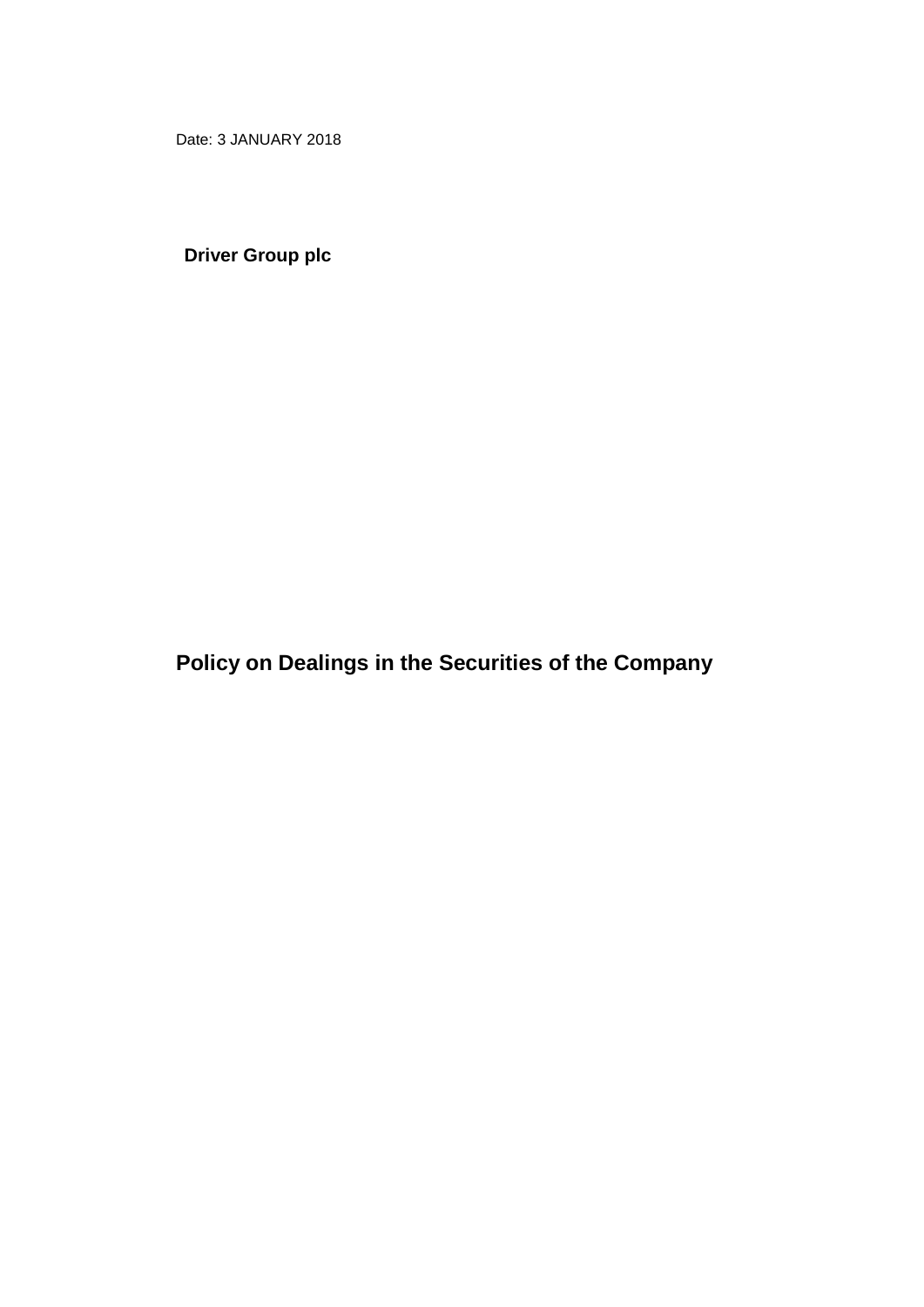Date: 3 JANUARY 2018

**Driver Group plc**

# Policy on Dealings in the Securities of the Company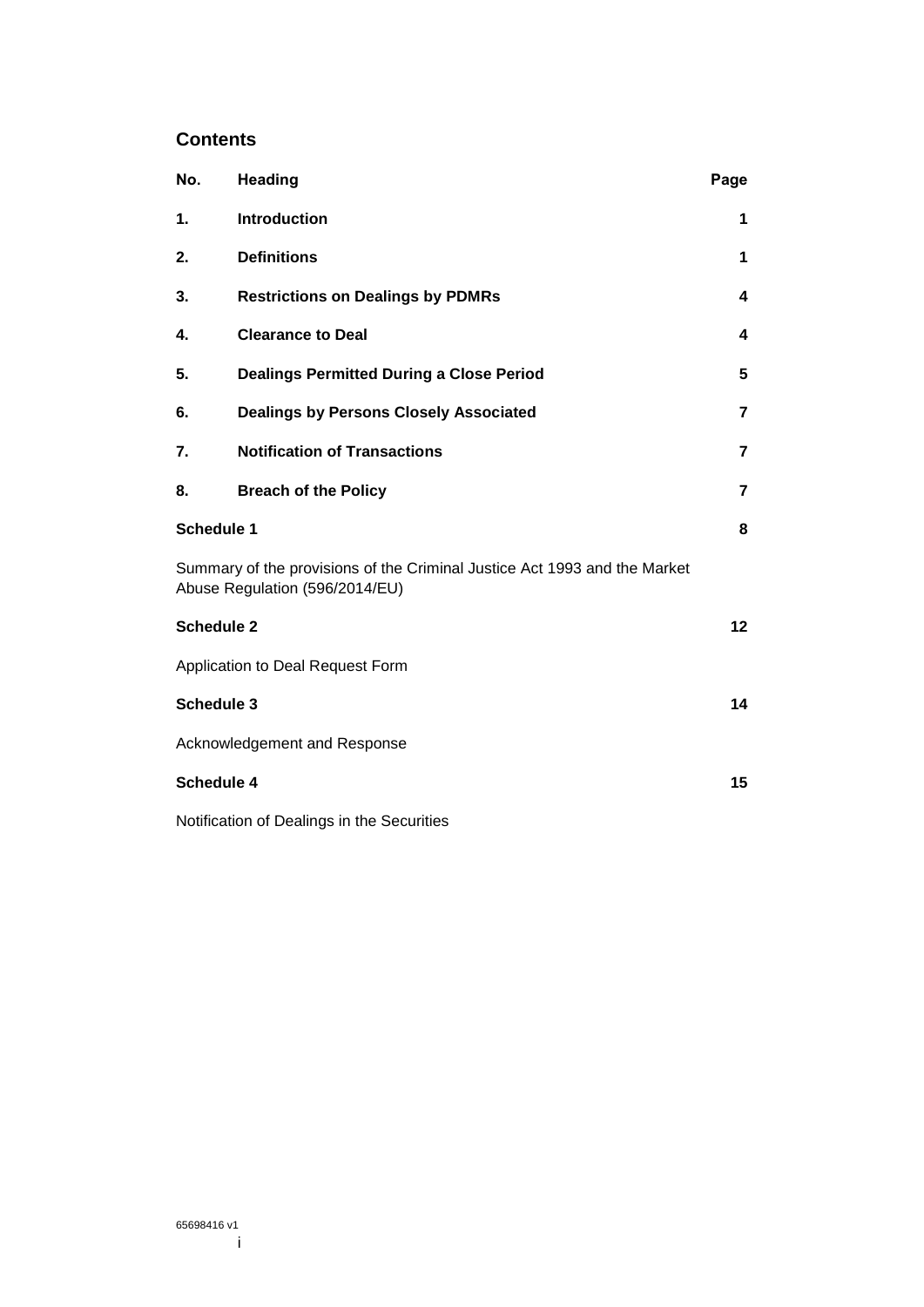## Contents

| No. | Heading | Page |
|---|---|---|
| 1. | **Introduction** | 1 |
| 2. | **Definitions** | 1 |
| 3. | **Restrictions on Dealings by PDMRs** | 4 |
| 4. | **Clearance to Deal** | 4 |
| 5. | **Dealings Permitted During a Close Period** | 5 |
| 6. | **Dealings by Persons Closely Associated** | 7 |
| 7. | **Notification of Transactions** | 7 |
| 8. | **Breach of the Policy** | 7 |
| **Schedule 1** | | 8 |
| Summary of the provisions of the Criminal Justice Act 1993 and the Market Abuse Regulation (596/2014/EU) | | |
| **Schedule 2** | | 12 |
| Application to Deal Request Form | | |
| **Schedule 3** | | 14 |
| Acknowledgement and Response | | |
| **Schedule 4** | | 15 |
| Notification of Dealings in the Securities | | |

65698416 v1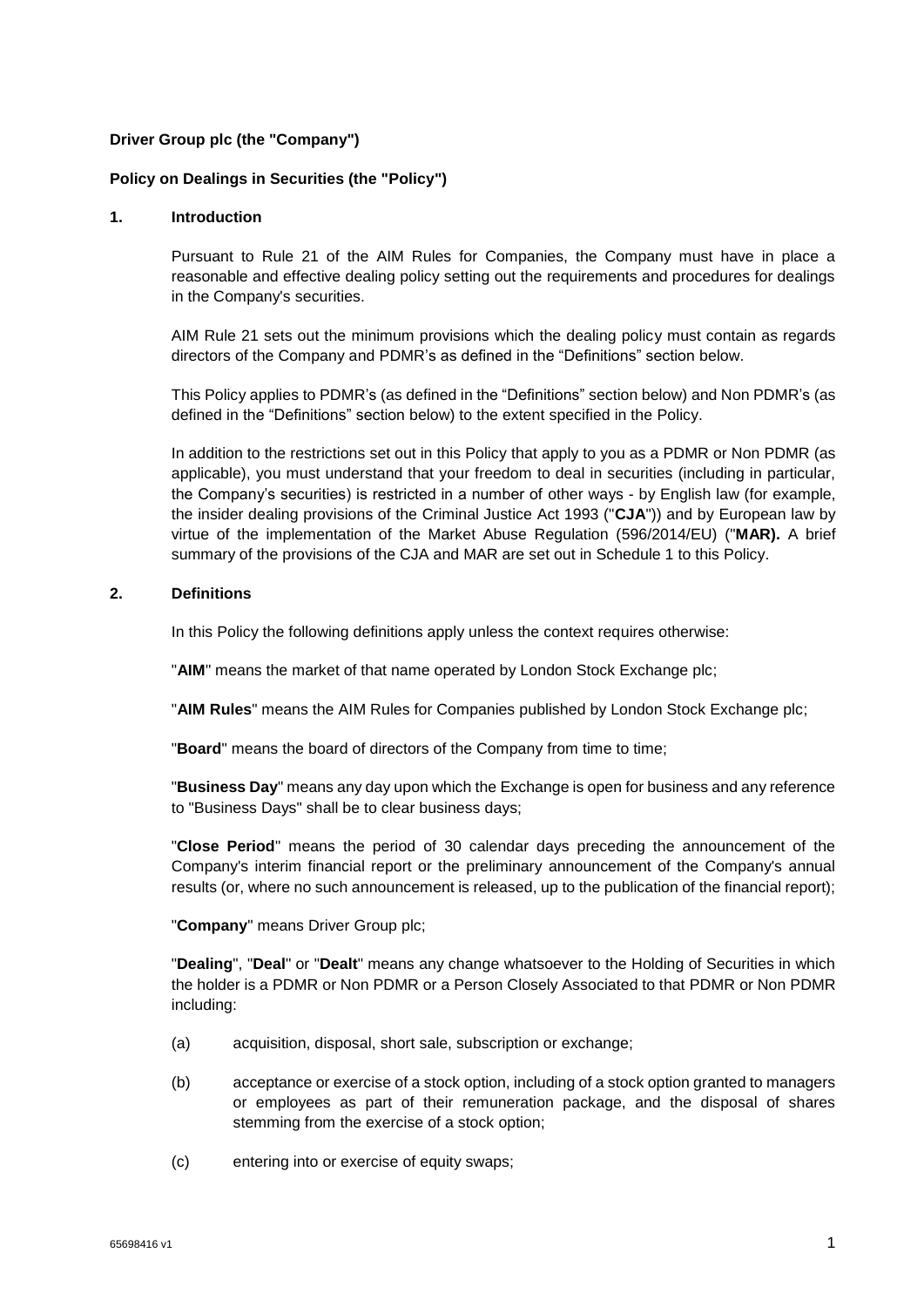**Driver Group plc (the "Company")**

**Policy on Dealings in Securities (the "Policy")**

## 1. Introduction

Pursuant to Rule 21 of the AIM Rules for Companies, the Company must have in place a reasonable and effective dealing policy setting out the requirements and procedures for dealings in the Company's securities.

AIM Rule 21 sets out the minimum provisions which the dealing policy must contain as regards directors of the Company and PDMR's as defined in the "Definitions" section below.

This Policy applies to PDMR's (as defined in the "Definitions" section below) and Non PDMR's (as defined in the "Definitions" section below) to the extent specified in the Policy.

In addition to the restrictions set out in this Policy that apply to you as a PDMR or Non PDMR (as applicable), you must understand that your freedom to deal in securities (including in particular, the Company's securities) is restricted in a number of other ways - by English law (for example, the insider dealing provisions of the Criminal Justice Act 1993 ("**CJA**")) and by European law by virtue of the implementation of the Market Abuse Regulation (596/2014/EU) ("**MAR).** A brief summary of the provisions of the CJA and MAR are set out in Schedule 1 to this Policy.

## 2. Definitions

In this Policy the following definitions apply unless the context requires otherwise:

"**AIM**" means the market of that name operated by London Stock Exchange plc;

"**AIM Rules**" means the AIM Rules for Companies published by London Stock Exchange plc;

"**Board**" means the board of directors of the Company from time to time;

"**Business Day**" means any day upon which the Exchange is open for business and any reference to "Business Days" shall be to clear business days;

"**Close Period**" means the period of 30 calendar days preceding the announcement of the Company's interim financial report or the preliminary announcement of the Company's annual results (or, where no such announcement is released, up to the publication of the financial report);

"**Company**" means Driver Group plc;

"**Dealing**", "**Deal**" or "**Dealt**" means any change whatsoever to the Holding of Securities in which the holder is a PDMR or Non PDMR or a Person Closely Associated to that PDMR or Non PDMR including:

(a) acquisition, disposal, short sale, subscription or exchange;

(b) acceptance or exercise of a stock option, including of a stock option granted to managers or employees as part of their remuneration package, and the disposal of shares stemming from the exercise of a stock option;

(c) entering into or exercise of equity swaps;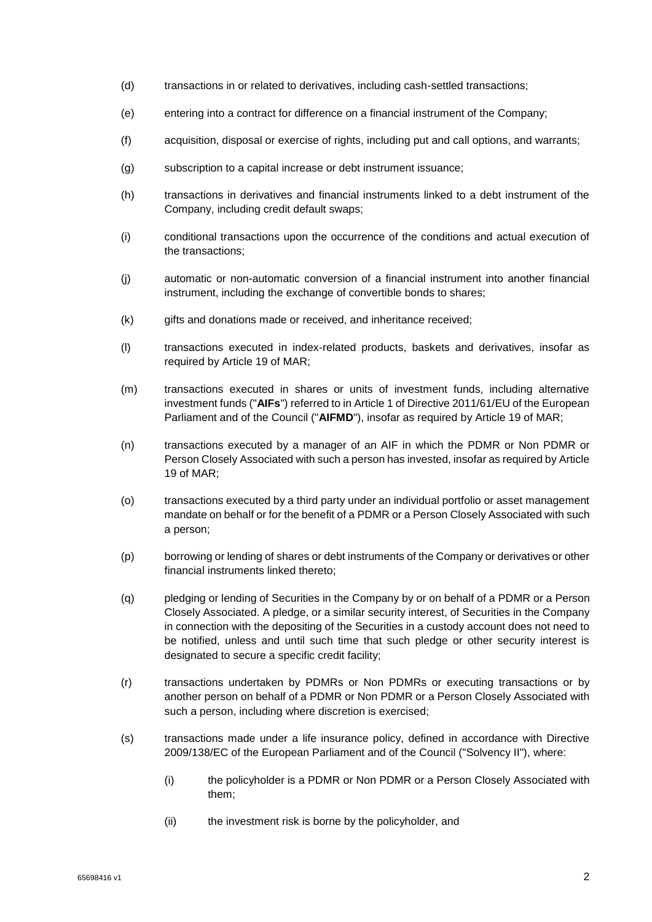(d) transactions in or related to derivatives, including cash-settled transactions;

(e) entering into a contract for difference on a financial instrument of the Company;

(f) acquisition, disposal or exercise of rights, including put and call options, and warrants;

(g) subscription to a capital increase or debt instrument issuance;

(h) transactions in derivatives and financial instruments linked to a debt instrument of the Company, including credit default swaps;

(i) conditional transactions upon the occurrence of the conditions and actual execution of the transactions;

(j) automatic or non-automatic conversion of a financial instrument into another financial instrument, including the exchange of convertible bonds to shares;

(k) gifts and donations made or received, and inheritance received;

(l) transactions executed in index-related products, baskets and derivatives, insofar as required by Article 19 of MAR;

(m) transactions executed in shares or units of investment funds, including alternative investment funds ("**AIFs**") referred to in Article 1 of Directive 2011/61/EU of the European Parliament and of the Council ("**AIFMD**"), insofar as required by Article 19 of MAR;

(n) transactions executed by a manager of an AIF in which the PDMR or Non PDMR or Person Closely Associated with such a person has invested, insofar as required by Article 19 of MAR;

(o) transactions executed by a third party under an individual portfolio or asset management mandate on behalf or for the benefit of a PDMR or a Person Closely Associated with such a person;

(p) borrowing or lending of shares or debt instruments of the Company or derivatives or other financial instruments linked thereto;

(q) pledging or lending of Securities in the Company by or on behalf of a PDMR or a Person Closely Associated. A pledge, or a similar security interest, of Securities in the Company in connection with the depositing of the Securities in a custody account does not need to be notified, unless and until such time that such pledge or other security interest is designated to secure a specific credit facility;

(r) transactions undertaken by PDMRs or Non PDMRs or executing transactions or by another person on behalf of a PDMR or Non PDMR or a Person Closely Associated with such a person, including where discretion is exercised;

(s) transactions made under a life insurance policy, defined in accordance with Directive 2009/138/EC of the European Parliament and of the Council ("Solvency II"), where:

 (i) the policyholder is a PDMR or Non PDMR or a Person Closely Associated with them;

 (ii) the investment risk is borne by the policyholder, and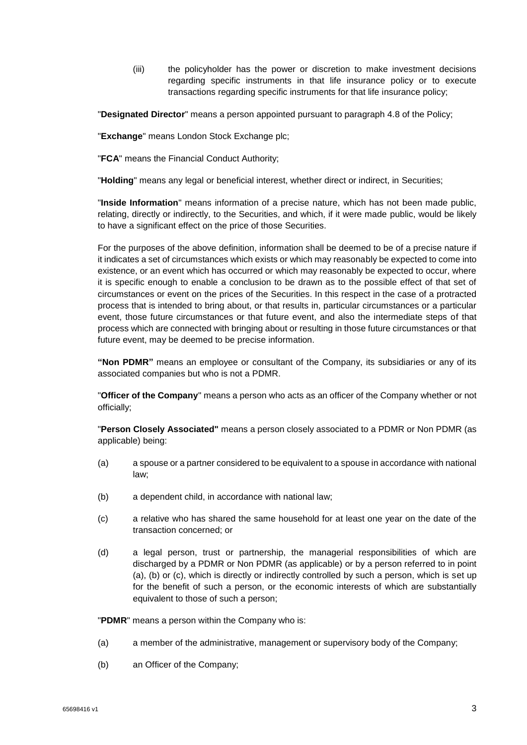(iii) the policyholder has the power or discretion to make investment decisions regarding specific instruments in that life insurance policy or to execute transactions regarding specific instruments for that life insurance policy;

"**Designated Director**" means a person appointed pursuant to paragraph 4.8 of the Policy;

"**Exchange**" means London Stock Exchange plc;

"**FCA**" means the Financial Conduct Authority;

"**Holding**" means any legal or beneficial interest, whether direct or indirect, in Securities;

"**Inside Information**" means information of a precise nature, which has not been made public, relating, directly or indirectly, to the Securities, and which, if it were made public, would be likely to have a significant effect on the price of those Securities.

For the purposes of the above definition, information shall be deemed to be of a precise nature if it indicates a set of circumstances which exists or which may reasonably be expected to come into existence, or an event which has occurred or which may reasonably be expected to occur, where it is specific enough to enable a conclusion to be drawn as to the possible effect of that set of circumstances or event on the prices of the Securities. In this respect in the case of a protracted process that is intended to bring about, or that results in, particular circumstances or a particular event, those future circumstances or that future event, and also the intermediate steps of that process which are connected with bringing about or resulting in those future circumstances or that future event, may be deemed to be precise information.

**"Non PDMR"** means an employee or consultant of the Company, its subsidiaries or any of its associated companies but who is not a PDMR.

"**Officer of the Company**" means a person who acts as an officer of the Company whether or not officially;

"**Person Closely Associated"** means a person closely associated to a PDMR or Non PDMR (as applicable) being:

(a) a spouse or a partner considered to be equivalent to a spouse in accordance with national law;

(b) a dependent child, in accordance with national law;

(c) a relative who has shared the same household for at least one year on the date of the transaction concerned; or

(d) a legal person, trust or partnership, the managerial responsibilities of which are discharged by a PDMR or Non PDMR (as applicable) or by a person referred to in point (a), (b) or (c), which is directly or indirectly controlled by such a person, which is set up for the benefit of such a person, or the economic interests of which are substantially equivalent to those of such a person;

"**PDMR**" means a person within the Company who is:

(a) a member of the administrative, management or supervisory body of the Company;

(b) an Officer of the Company;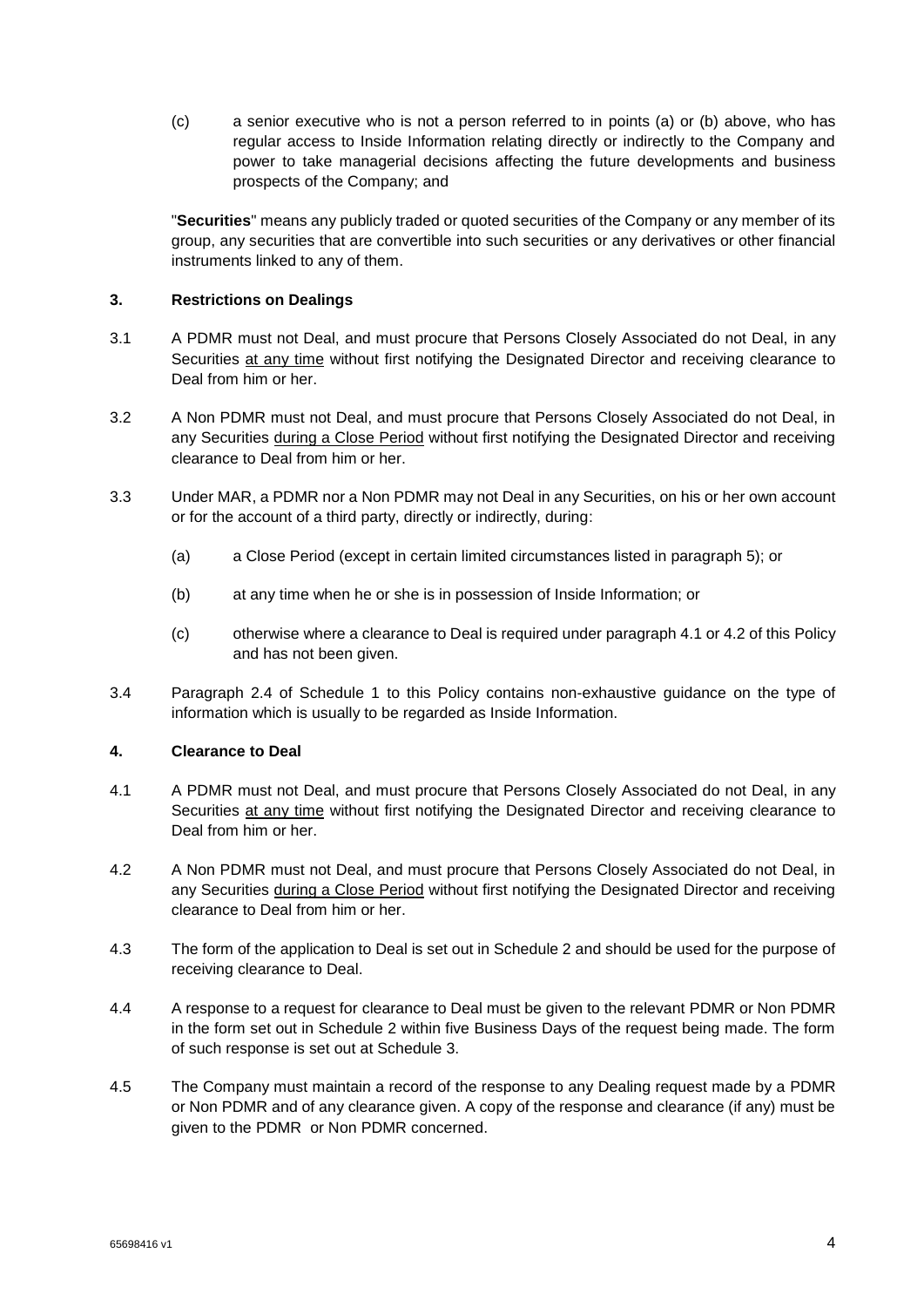(c) a senior executive who is not a person referred to in points (a) or (b) above, who has regular access to Inside Information relating directly or indirectly to the Company and power to take managerial decisions affecting the future developments and business prospects of the Company; and

"**Securities**" means any publicly traded or quoted securities of the Company or any member of its group, any securities that are convertible into such securities or any derivatives or other financial instruments linked to any of them.

## 3. Restrictions on Dealings

3.1 A PDMR must not Deal, and must procure that Persons Closely Associated do not Deal, in any Securities <u>at any time</u> without first notifying the Designated Director and receiving clearance to Deal from him or her.

3.2 A Non PDMR must not Deal, and must procure that Persons Closely Associated do not Deal, in any Securities <u>during a Close Period</u> without first notifying the Designated Director and receiving clearance to Deal from him or her.

3.3 Under MAR, a PDMR nor a Non PDMR may not Deal in any Securities, on his or her own account or for the account of a third party, directly or indirectly, during:

(a) a Close Period (except in certain limited circumstances listed in paragraph 5); or

(b) at any time when he or she is in possession of Inside Information; or

(c) otherwise where a clearance to Deal is required under paragraph 4.1 or 4.2 of this Policy and has not been given.

3.4 Paragraph 2.4 of Schedule 1 to this Policy contains non-exhaustive guidance on the type of information which is usually to be regarded as Inside Information.

## 4. Clearance to Deal

4.1 A PDMR must not Deal, and must procure that Persons Closely Associated do not Deal, in any Securities <u>at any time</u> without first notifying the Designated Director and receiving clearance to Deal from him or her.

4.2 A Non PDMR must not Deal, and must procure that Persons Closely Associated do not Deal, in any Securities <u>during a Close Period</u> without first notifying the Designated Director and receiving clearance to Deal from him or her.

4.3 The form of the application to Deal is set out in Schedule 2 and should be used for the purpose of receiving clearance to Deal.

4.4 A response to a request for clearance to Deal must be given to the relevant PDMR or Non PDMR in the form set out in Schedule 2 within five Business Days of the request being made. The form of such response is set out at Schedule 3.

4.5 The Company must maintain a record of the response to any Dealing request made by a PDMR or Non PDMR and of any clearance given. A copy of the response and clearance (if any) must be given to the PDMR or Non PDMR concerned.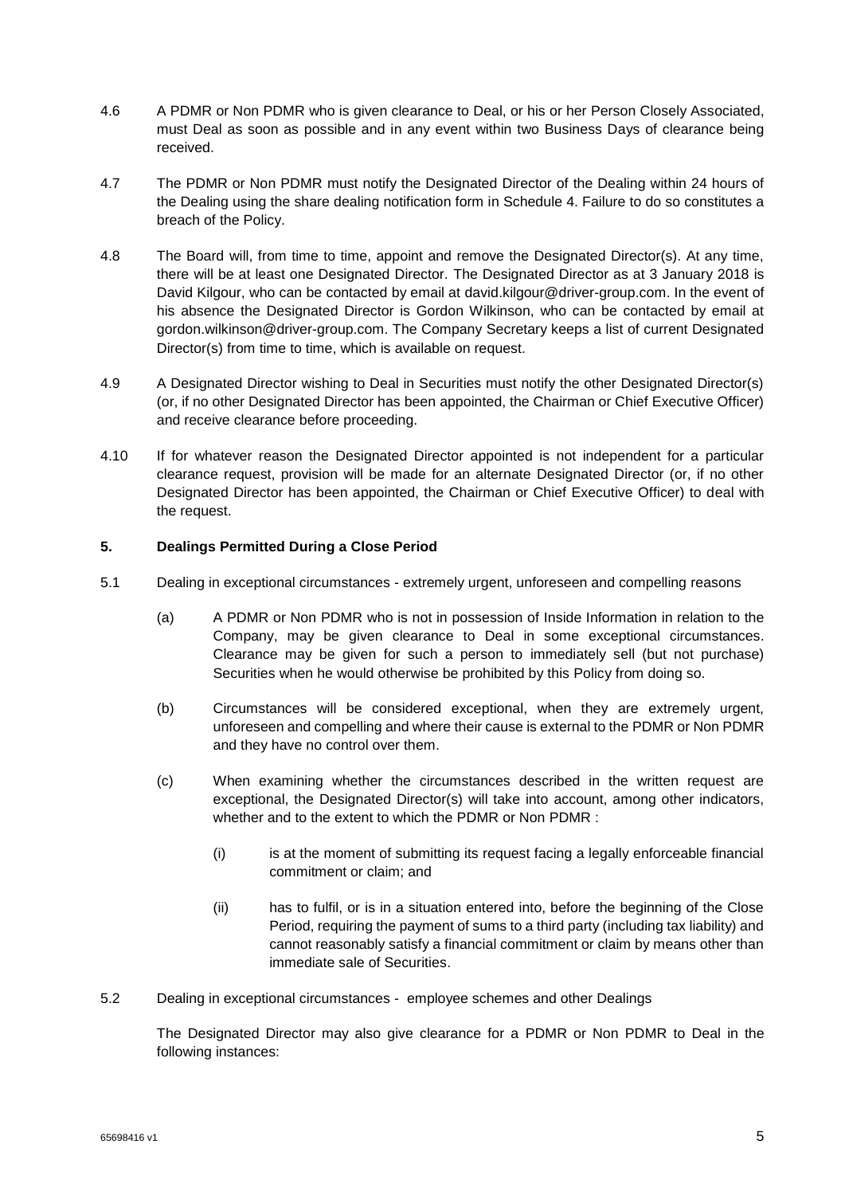4.6 A PDMR or Non PDMR who is given clearance to Deal, or his or her Person Closely Associated, must Deal as soon as possible and in any event within two Business Days of clearance being received.

4.7 The PDMR or Non PDMR must notify the Designated Director of the Dealing within 24 hours of the Dealing using the share dealing notification form in Schedule 4. Failure to do so constitutes a breach of the Policy.

4.8 The Board will, from time to time, appoint and remove the Designated Director(s). At any time, there will be at least one Designated Director. The Designated Director as at 3 January 2018 is David Kilgour, who can be contacted by email at david.kilgour@driver-group.com. In the event of his absence the Designated Director is Gordon Wilkinson, who can be contacted by email at gordon.wilkinson@driver-group.com. The Company Secretary keeps a list of current Designated Director(s) from time to time, which is available on request.

4.9 A Designated Director wishing to Deal in Securities must notify the other Designated Director(s) (or, if no other Designated Director has been appointed, the Chairman or Chief Executive Officer) and receive clearance before proceeding.

4.10 If for whatever reason the Designated Director appointed is not independent for a particular clearance request, provision will be made for an alternate Designated Director (or, if no other Designated Director has been appointed, the Chairman or Chief Executive Officer) to deal with the request.

## 5. Dealings Permitted During a Close Period

5.1 Dealing in exceptional circumstances - extremely urgent, unforeseen and compelling reasons

(a) A PDMR or Non PDMR who is not in possession of Inside Information in relation to the Company, may be given clearance to Deal in some exceptional circumstances. Clearance may be given for such a person to immediately sell (but not purchase) Securities when he would otherwise be prohibited by this Policy from doing so.

(b) Circumstances will be considered exceptional, when they are extremely urgent, unforeseen and compelling and where their cause is external to the PDMR or Non PDMR and they have no control over them.

(c) When examining whether the circumstances described in the written request are exceptional, the Designated Director(s) will take into account, among other indicators, whether and to the extent to which the PDMR or Non PDMR :

(i) is at the moment of submitting its request facing a legally enforceable financial commitment or claim; and

(ii) has to fulfil, or is in a situation entered into, before the beginning of the Close Period, requiring the payment of sums to a third party (including tax liability) and cannot reasonably satisfy a financial commitment or claim by means other than immediate sale of Securities.

5.2 Dealing in exceptional circumstances - employee schemes and other Dealings

The Designated Director may also give clearance for a PDMR or Non PDMR to Deal in the following instances: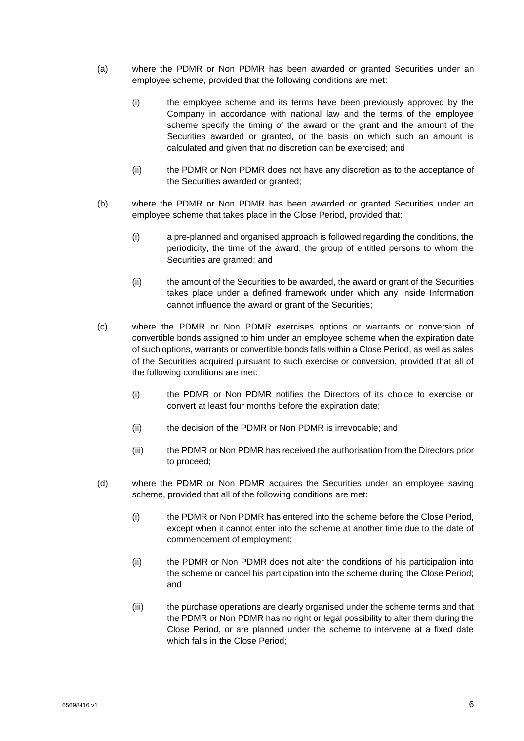(a) where the PDMR or Non PDMR has been awarded or granted Securities under an employee scheme, provided that the following conditions are met:

 (i) the employee scheme and its terms have been previously approved by the Company in accordance with national law and the terms of the employee scheme specify the timing of the award or the grant and the amount of the Securities awarded or granted, or the basis on which such an amount is calculated and given that no discretion can be exercised; and

 (ii) the PDMR or Non PDMR does not have any discretion as to the acceptance of the Securities awarded or granted;

(b) where the PDMR or Non PDMR has been awarded or granted Securities under an employee scheme that takes place in the Close Period, provided that:

 (i) a pre-planned and organised approach is followed regarding the conditions, the periodicity, the time of the award, the group of entitled persons to whom the Securities are granted; and

 (ii) the amount of the Securities to be awarded, the award or grant of the Securities takes place under a defined framework under which any Inside Information cannot influence the award or grant of the Securities;

(c) where the PDMR or Non PDMR exercises options or warrants or conversion of convertible bonds assigned to him under an employee scheme when the expiration date of such options, warrants or convertible bonds falls within a Close Period, as well as sales of the Securities acquired pursuant to such exercise or conversion, provided that all of the following conditions are met:

 (i) the PDMR or Non PDMR notifies the Directors of its choice to exercise or convert at least four months before the expiration date;

 (ii) the decision of the PDMR or Non PDMR is irrevocable; and

 (iii) the PDMR or Non PDMR has received the authorisation from the Directors prior to proceed;

(d) where the PDMR or Non PDMR acquires the Securities under an employee saving scheme, provided that all of the following conditions are met:

 (i) the PDMR or Non PDMR has entered into the scheme before the Close Period, except when it cannot enter into the scheme at another time due to the date of commencement of employment;

 (ii) the PDMR or Non PDMR does not alter the conditions of his participation into the scheme or cancel his participation into the scheme during the Close Period; and

 (iii) the purchase operations are clearly organised under the scheme terms and that the PDMR or Non PDMR has no right or legal possibility to alter them during the Close Period, or are planned under the scheme to intervene at a fixed date which falls in the Close Period;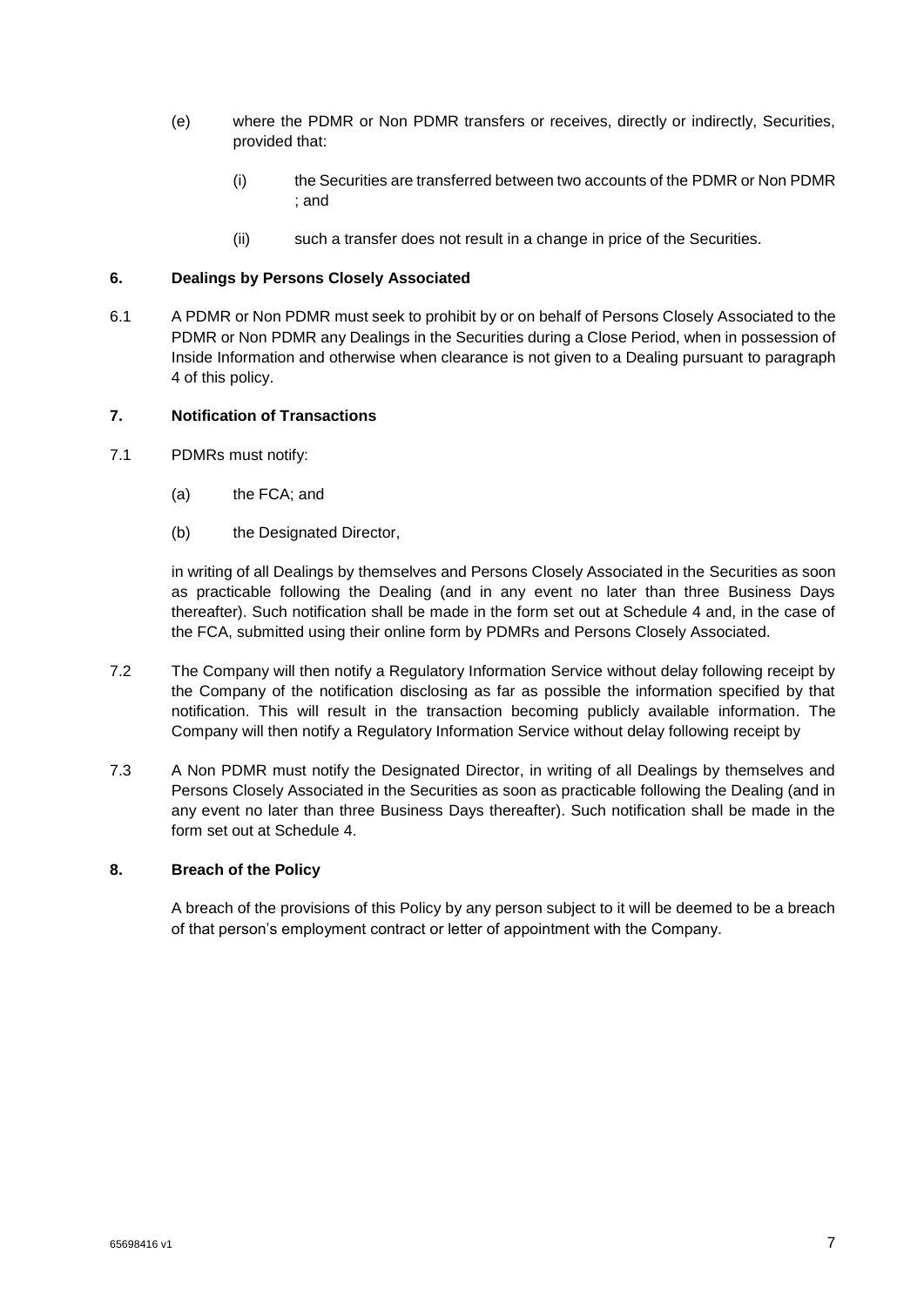(e) where the PDMR or Non PDMR transfers or receives, directly or indirectly, Securities, provided that:

  (i) the Securities are transferred between two accounts of the PDMR or Non PDMR ; and

  (ii) such a transfer does not result in a change in price of the Securities.

## 6. Dealings by Persons Closely Associated

6.1 A PDMR or Non PDMR must seek to prohibit by or on behalf of Persons Closely Associated to the PDMR or Non PDMR any Dealings in the Securities during a Close Period, when in possession of Inside Information and otherwise when clearance is not given to a Dealing pursuant to paragraph 4 of this policy.

## 7. Notification of Transactions

7.1 PDMRs must notify:

  (a) the FCA; and

  (b) the Designated Director,

in writing of all Dealings by themselves and Persons Closely Associated in the Securities as soon as practicable following the Dealing (and in any event no later than three Business Days thereafter). Such notification shall be made in the form set out at Schedule 4 and, in the case of the FCA, submitted using their online form by PDMRs and Persons Closely Associated.

7.2 The Company will then notify a Regulatory Information Service without delay following receipt by the Company of the notification disclosing as far as possible the information specified by that notification. This will result in the transaction becoming publicly available information. The Company will then notify a Regulatory Information Service without delay following receipt by

7.3 A Non PDMR must notify the Designated Director, in writing of all Dealings by themselves and Persons Closely Associated in the Securities as soon as practicable following the Dealing (and in any event no later than three Business Days thereafter). Such notification shall be made in the form set out at Schedule 4.

## 8. Breach of the Policy

A breach of the provisions of this Policy by any person subject to it will be deemed to be a breach of that person's employment contract or letter of appointment with the Company.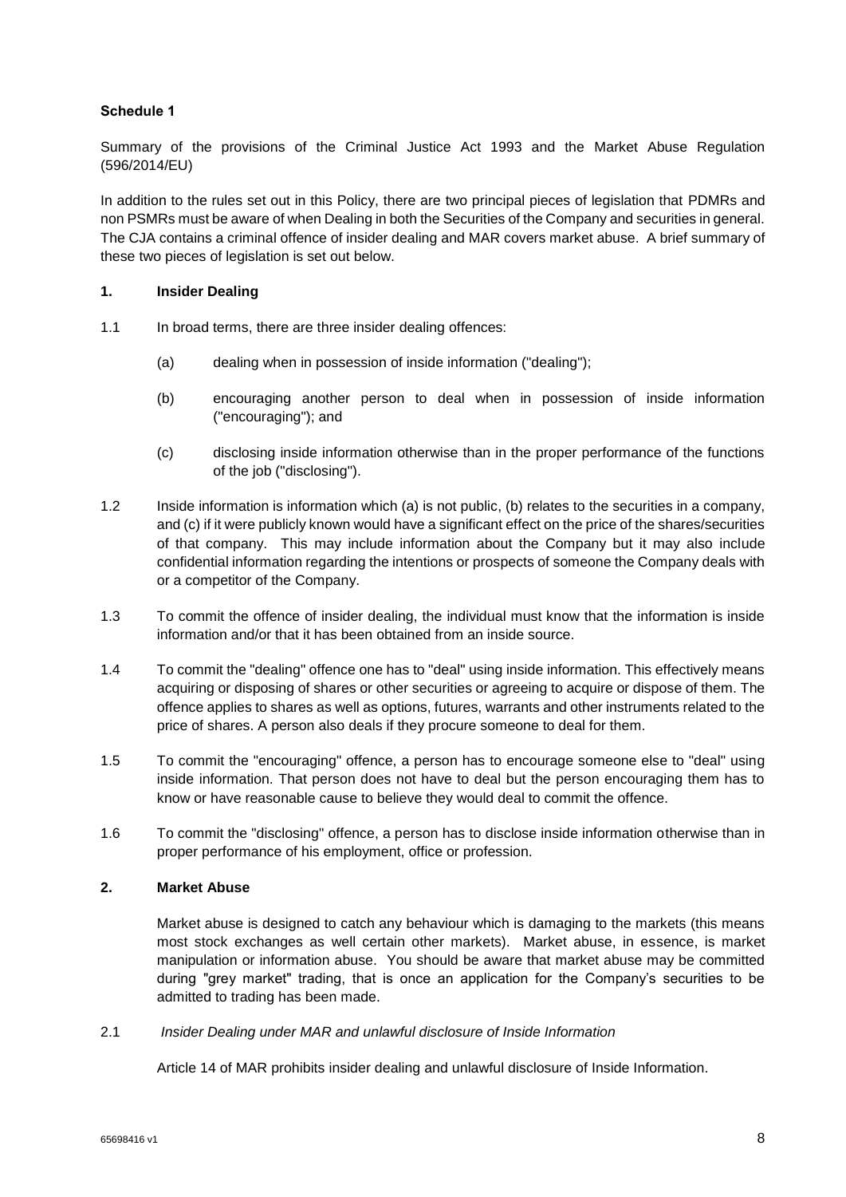**Schedule 1**

Summary of the provisions of the Criminal Justice Act 1993 and the Market Abuse Regulation (596/2014/EU)

In addition to the rules set out in this Policy, there are two principal pieces of legislation that PDMRs and non PSMRs must be aware of when Dealing in both the Securities of the Company and securities in general. The CJA contains a criminal offence of insider dealing and MAR covers market abuse. A brief summary of these two pieces of legislation is set out below.

**1. Insider Dealing**

1.1 In broad terms, there are three insider dealing offences:

(a) dealing when in possession of inside information ("dealing");

(b) encouraging another person to deal when in possession of inside information ("encouraging"); and

(c) disclosing inside information otherwise than in the proper performance of the functions of the job ("disclosing").

1.2 Inside information is information which (a) is not public, (b) relates to the securities in a company, and (c) if it were publicly known would have a significant effect on the price of the shares/securities of that company. This may include information about the Company but it may also include confidential information regarding the intentions or prospects of someone the Company deals with or a competitor of the Company.

1.3 To commit the offence of insider dealing, the individual must know that the information is inside information and/or that it has been obtained from an inside source.

1.4 To commit the "dealing" offence one has to "deal" using inside information. This effectively means acquiring or disposing of shares or other securities or agreeing to acquire or dispose of them. The offence applies to shares as well as options, futures, warrants and other instruments related to the price of shares. A person also deals if they procure someone to deal for them.

1.5 To commit the "encouraging" offence, a person has to encourage someone else to "deal" using inside information. That person does not have to deal but the person encouraging them has to know or have reasonable cause to believe they would deal to commit the offence.

1.6 To commit the "disclosing" offence, a person has to disclose inside information otherwise than in proper performance of his employment, office or profession.

**2. Market Abuse**

Market abuse is designed to catch any behaviour which is damaging to the markets (this means most stock exchanges as well certain other markets). Market abuse, in essence, is market manipulation or information abuse. You should be aware that market abuse may be committed during "grey market" trading, that is once an application for the Company's securities to be admitted to trading has been made.

2.1 *Insider Dealing under MAR and unlawful disclosure of Inside Information*

Article 14 of MAR prohibits insider dealing and unlawful disclosure of Inside Information.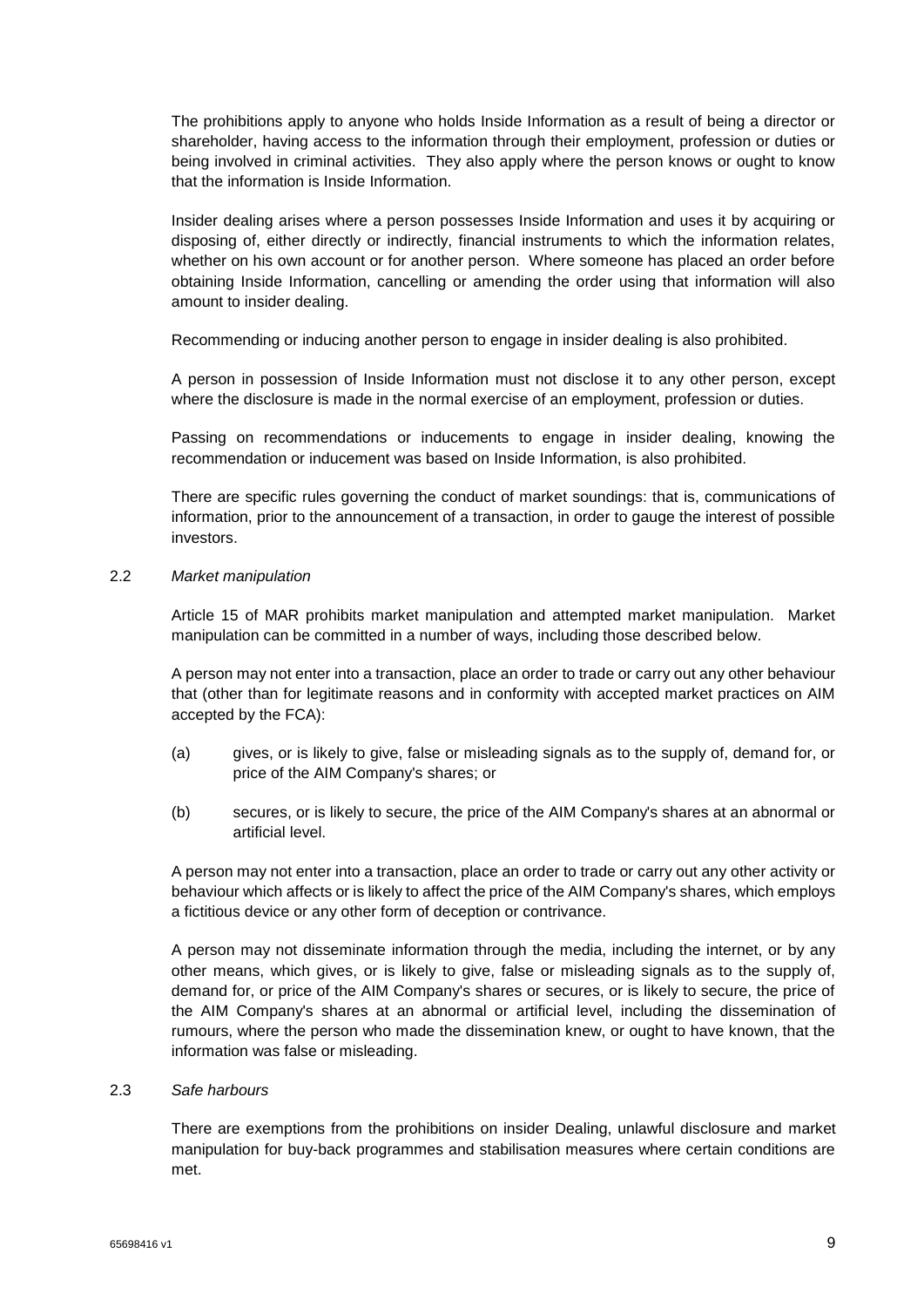The prohibitions apply to anyone who holds Inside Information as a result of being a director or shareholder, having access to the information through their employment, profession or duties or being involved in criminal activities. They also apply where the person knows or ought to know that the information is Inside Information.

Insider dealing arises where a person possesses Inside Information and uses it by acquiring or disposing of, either directly or indirectly, financial instruments to which the information relates, whether on his own account or for another person. Where someone has placed an order before obtaining Inside Information, cancelling or amending the order using that information will also amount to insider dealing.

Recommending or inducing another person to engage in insider dealing is also prohibited.

A person in possession of Inside Information must not disclose it to any other person, except where the disclosure is made in the normal exercise of an employment, profession or duties.

Passing on recommendations or inducements to engage in insider dealing, knowing the recommendation or inducement was based on Inside Information, is also prohibited.

There are specific rules governing the conduct of market soundings: that is, communications of information, prior to the announcement of a transaction, in order to gauge the interest of possible investors.

2.2 *Market manipulation*

Article 15 of MAR prohibits market manipulation and attempted market manipulation. Market manipulation can be committed in a number of ways, including those described below.

A person may not enter into a transaction, place an order to trade or carry out any other behaviour that (other than for legitimate reasons and in conformity with accepted market practices on AIM accepted by the FCA):

(a) gives, or is likely to give, false or misleading signals as to the supply of, demand for, or price of the AIM Company's shares; or

(b) secures, or is likely to secure, the price of the AIM Company's shares at an abnormal or artificial level.

A person may not enter into a transaction, place an order to trade or carry out any other activity or behaviour which affects or is likely to affect the price of the AIM Company's shares, which employs a fictitious device or any other form of deception or contrivance.

A person may not disseminate information through the media, including the internet, or by any other means, which gives, or is likely to give, false or misleading signals as to the supply of, demand for, or price of the AIM Company's shares or secures, or is likely to secure, the price of the AIM Company's shares at an abnormal or artificial level, including the dissemination of rumours, where the person who made the dissemination knew, or ought to have known, that the information was false or misleading.

2.3 *Safe harbours*

There are exemptions from the prohibitions on insider Dealing, unlawful disclosure and market manipulation for buy-back programmes and stabilisation measures where certain conditions are met.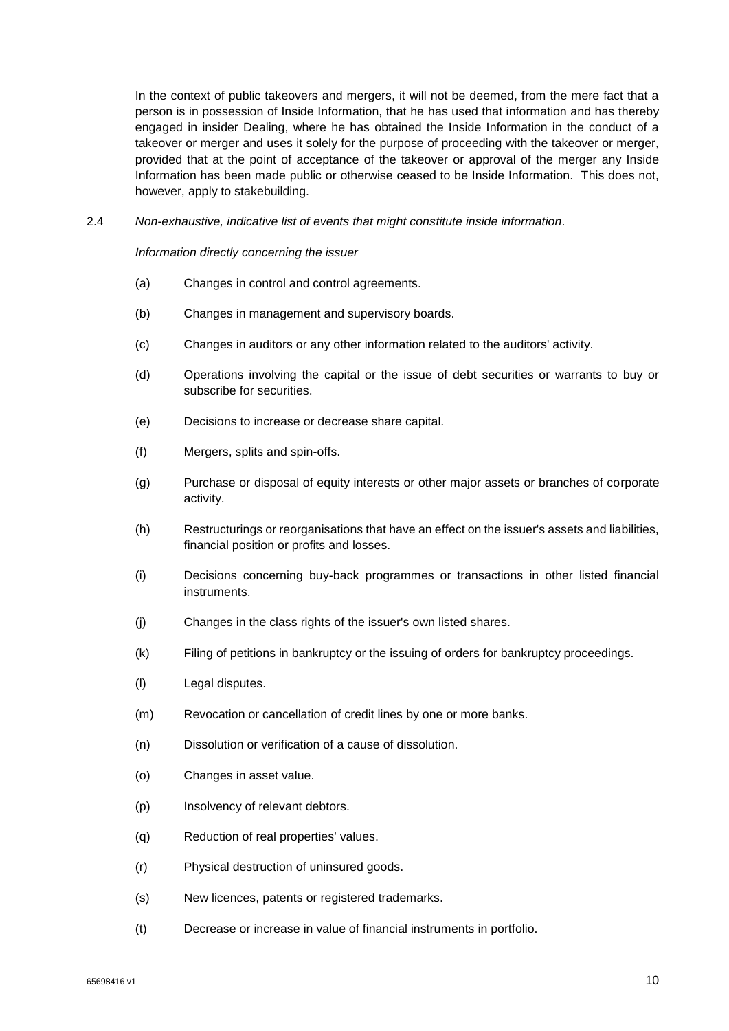In the context of public takeovers and mergers, it will not be deemed, from the mere fact that a person is in possession of Inside Information, that he has used that information and has thereby engaged in insider Dealing, where he has obtained the Inside Information in the conduct of a takeover or merger and uses it solely for the purpose of proceeding with the takeover or merger, provided that at the point of acceptance of the takeover or approval of the merger any Inside Information has been made public or otherwise ceased to be Inside Information. This does not, however, apply to stakebuilding.

2.4 *Non-exhaustive, indicative list of events that might constitute inside information*.

*Information directly concerning the issuer*

(a) Changes in control and control agreements.

(b) Changes in management and supervisory boards.

(c) Changes in auditors or any other information related to the auditors' activity.

(d) Operations involving the capital or the issue of debt securities or warrants to buy or subscribe for securities.

(e) Decisions to increase or decrease share capital.

(f) Mergers, splits and spin-offs.

(g) Purchase or disposal of equity interests or other major assets or branches of corporate activity.

(h) Restructurings or reorganisations that have an effect on the issuer's assets and liabilities, financial position or profits and losses.

(i) Decisions concerning buy-back programmes or transactions in other listed financial instruments.

(j) Changes in the class rights of the issuer's own listed shares.

(k) Filing of petitions in bankruptcy or the issuing of orders for bankruptcy proceedings.

(l) Legal disputes.

(m) Revocation or cancellation of credit lines by one or more banks.

(n) Dissolution or verification of a cause of dissolution.

(o) Changes in asset value.

(p) Insolvency of relevant debtors.

(q) Reduction of real properties' values.

(r) Physical destruction of uninsured goods.

(s) New licences, patents or registered trademarks.

(t) Decrease or increase in value of financial instruments in portfolio.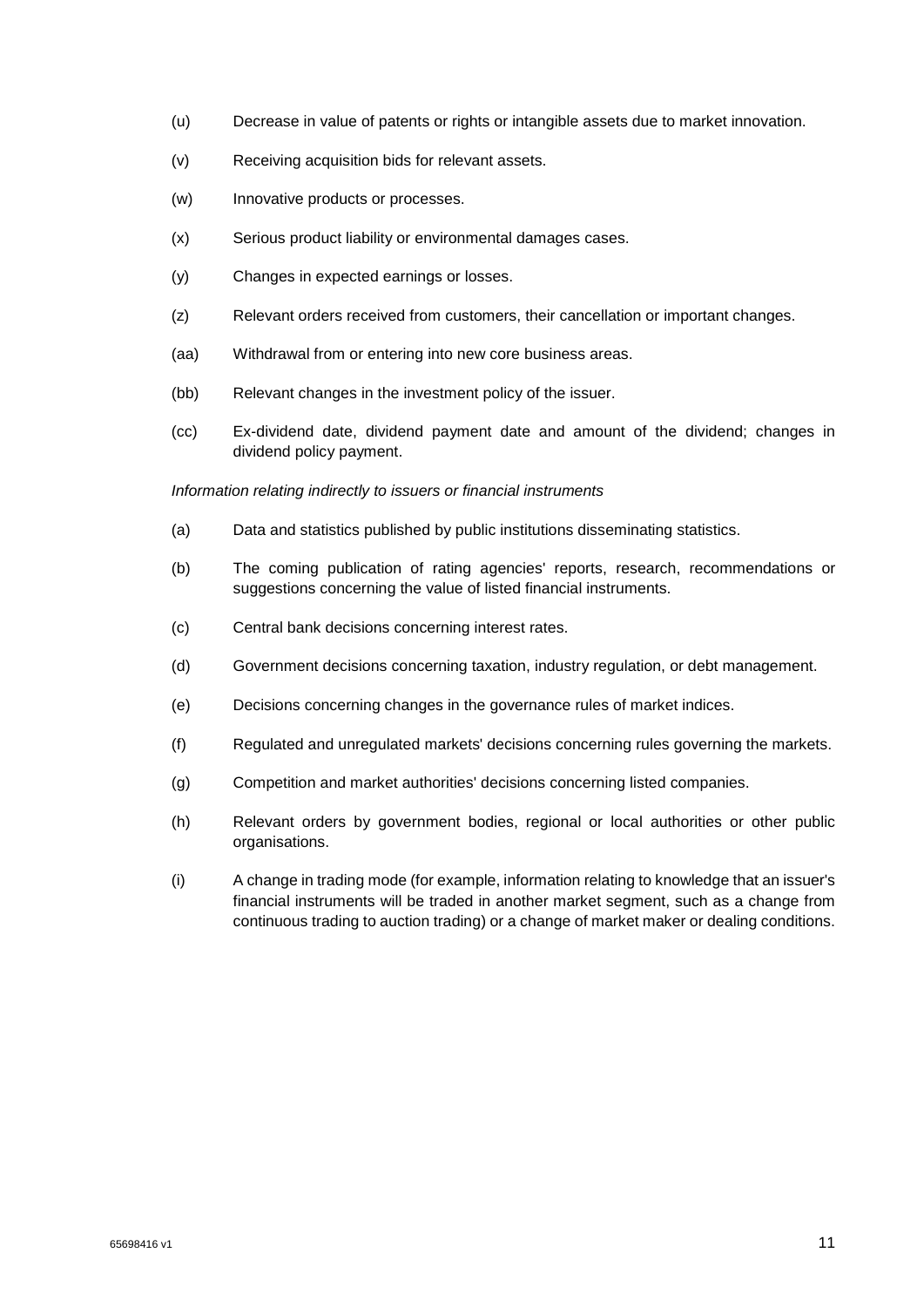(u) Decrease in value of patents or rights or intangible assets due to market innovation.

(v) Receiving acquisition bids for relevant assets.

(w) Innovative products or processes.

(x) Serious product liability or environmental damages cases.

(y) Changes in expected earnings or losses.

(z) Relevant orders received from customers, their cancellation or important changes.

(aa) Withdrawal from or entering into new core business areas.

(bb) Relevant changes in the investment policy of the issuer.

(cc) Ex-dividend date, dividend payment date and amount of the dividend; changes in dividend policy payment.

*Information relating indirectly to issuers or financial instruments*

(a) Data and statistics published by public institutions disseminating statistics.

(b) The coming publication of rating agencies' reports, research, recommendations or suggestions concerning the value of listed financial instruments.

(c) Central bank decisions concerning interest rates.

(d) Government decisions concerning taxation, industry regulation, or debt management.

(e) Decisions concerning changes in the governance rules of market indices.

(f) Regulated and unregulated markets' decisions concerning rules governing the markets.

(g) Competition and market authorities' decisions concerning listed companies.

(h) Relevant orders by government bodies, regional or local authorities or other public organisations.

(i) A change in trading mode (for example, information relating to knowledge that an issuer's financial instruments will be traded in another market segment, such as a change from continuous trading to auction trading) or a change of market maker or dealing conditions.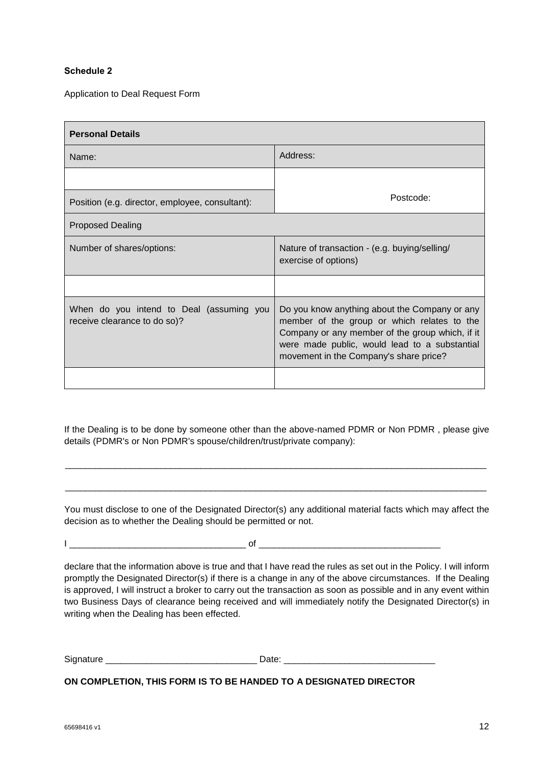**Schedule 2**

Application to Deal Request Form

| | |
|---|---|
| **Personal Details** | |
| Name: | Address: |
| | |
| Position (e.g. director, employee, consultant): | Postcode: |
| Proposed Dealing | |
| Number of shares/options: | Nature of transaction - (e.g. buying/selling/ exercise of options) |
| | |
| When do you intend to Deal (assuming you receive clearance to do so)? | Do you know anything about the Company or any member of the group or which relates to the Company or any member of the group which, if it were made public, would lead to a substantial movement in the Company's share price? |
| | |

If the Dealing is to be done by someone other than the above-named PDMR or Non PDMR , please give details (PDMR's or Non PDMR's spouse/children/trust/private company):

_____________________________________________________________________________________

_____________________________________________________________________________________

You must disclose to one of the Designated Director(s) any additional material facts which may affect the decision as to whether the Dealing should be permitted or not.

I __________________________________ of ___________________________________

declare that the information above is true and that I have read the rules as set out in the Policy. I will inform promptly the Designated Director(s) if there is a change in any of the above circumstances. If the Dealing is approved, I will instruct a broker to carry out the transaction as soon as possible and in any event within two Business Days of clearance being received and will immediately notify the Designated Director(s) in writing when the Dealing has been effected.

Signature _____________________________ Date: _____________________________

**ON COMPLETION, THIS FORM IS TO BE HANDED TO A DESIGNATED DIRECTOR**

65698416 v1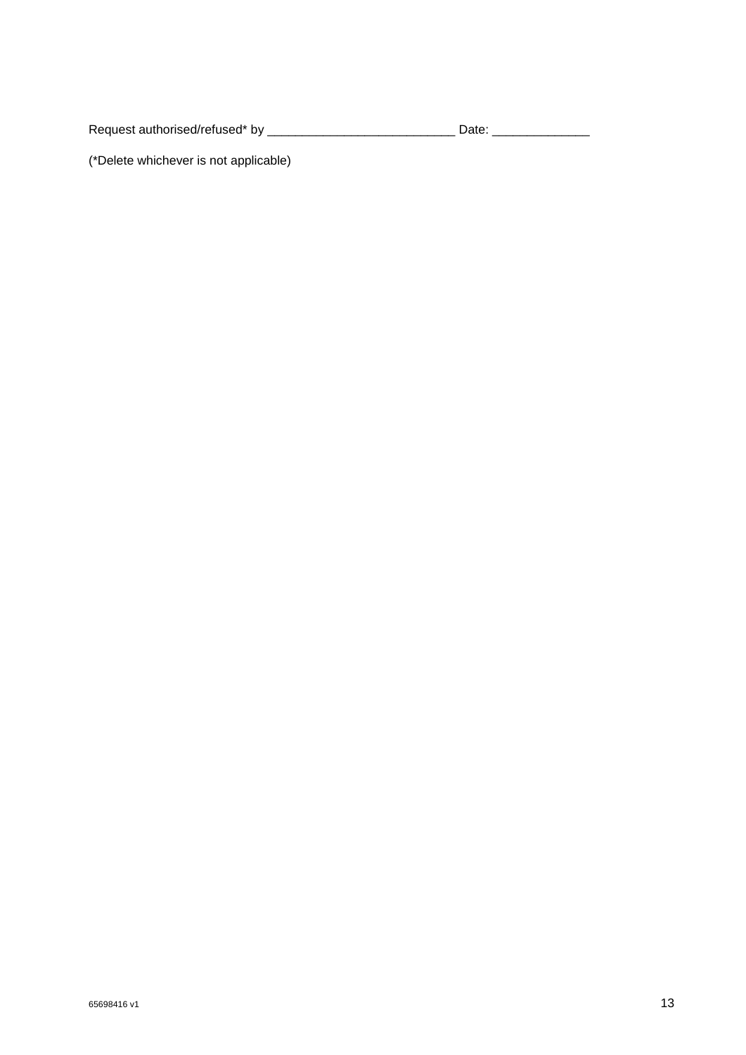Request authorised/refused* by ___________________________ Date: ______________

(*Delete whichever is not applicable)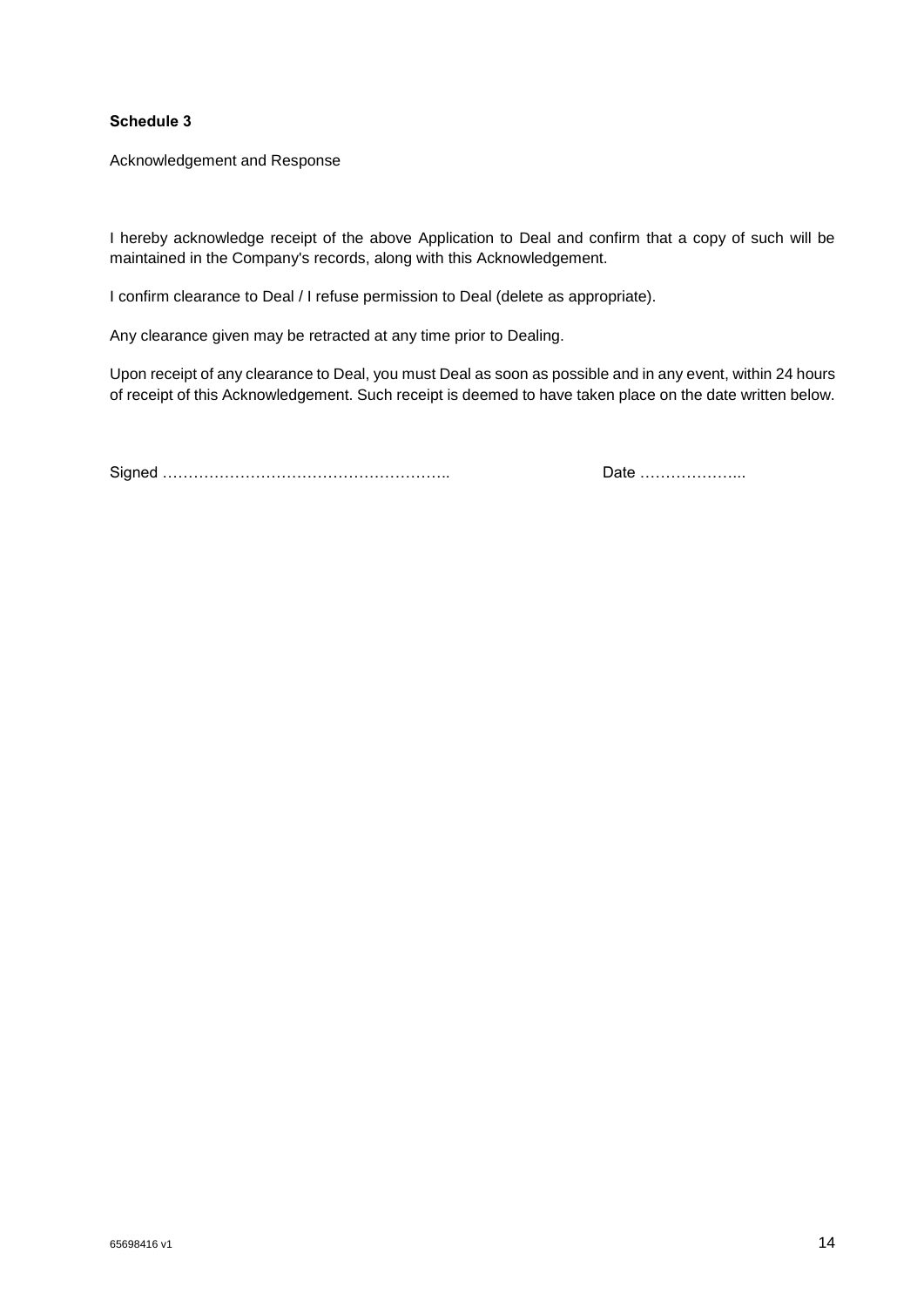**Schedule 3**

Acknowledgement and Response

I hereby acknowledge receipt of the above Application to Deal and confirm that a copy of such will be maintained in the Company's records, along with this Acknowledgement.

I confirm clearance to Deal / I refuse permission to Deal (delete as appropriate).

Any clearance given may be retracted at any time prior to Dealing.

Upon receipt of any clearance to Deal, you must Deal as soon as possible and in any event, within 24 hours of receipt of this Acknowledgement. Such receipt is deemed to have taken place on the date written below.

Signed ……………………………………………….. Date ………………...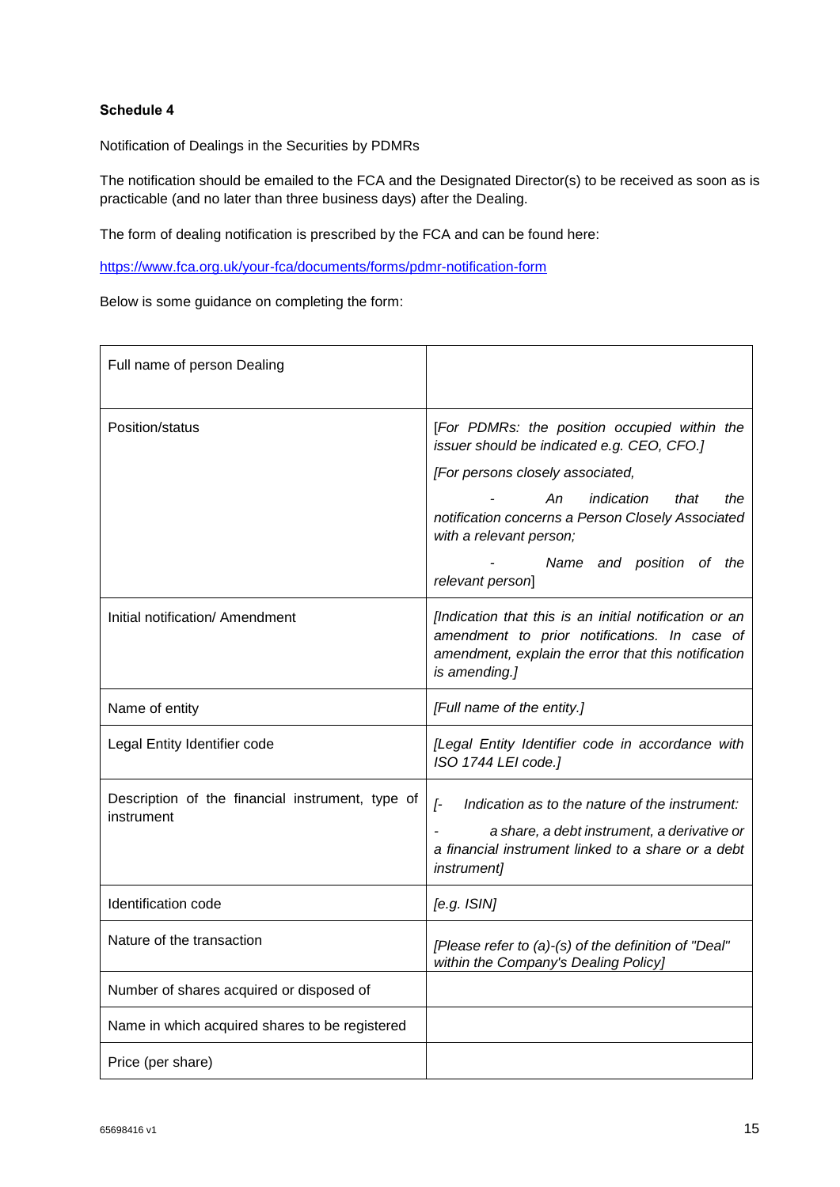**Schedule 4**

Notification of Dealings in the Securities by PDMRs

The notification should be emailed to the FCA and the Designated Director(s) to be received as soon as is practicable (and no later than three business days) after the Dealing.

The form of dealing notification is prescribed by the FCA and can be found here:

https://www.fca.org.uk/your-fca/documents/forms/pdmr-notification-form

Below is some guidance on completing the form:

| | |
|---|---|
| Full name of person Dealing | |
| Position/status | *[For PDMRs: the position occupied within the issuer should be indicated e.g. CEO, CFO.]*<br>*[For persons closely associated,*<br>*- An indication that the notification concerns a Person Closely Associated with a relevant person;*<br>*- Name and position of the relevant person]* |
| Initial notification/ Amendment | *[Indication that this is an initial notification or an amendment to prior notifications. In case of amendment, explain the error that this notification is amending.]* |
| Name of entity | *[Full name of the entity.]* |
| Legal Entity Identifier code | *[Legal Entity Identifier code in accordance with ISO 1744 LEI code.]* |
| Description of the financial instrument, type of instrument | *[- Indication as to the nature of the instrument:*<br>*- a share, a debt instrument, a derivative or a financial instrument linked to a share or a debt instrument]* |
| Identification code | *[e.g. ISIN]* |
| Nature of the transaction | *[Please refer to (a)-(s) of the definition of "Deal" within the Company's Dealing Policy]* |
| Number of shares acquired or disposed of | |
| Name in which acquired shares to be registered | |
| Price (per share) | |

65698416 v1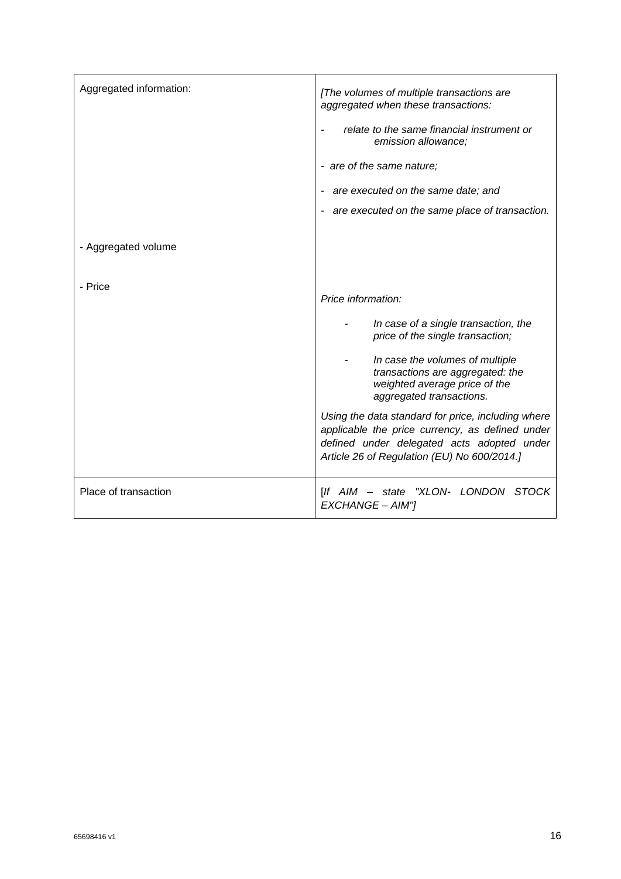| | |
|---|---|
| Aggregated information:<br><br><br><br><br><br><br><br>- Aggregated volume<br><br><br>- Price | *[The volumes of multiple transactions are aggregated when these transactions:*<br><br>- *relate to the same financial instrument or emission allowance;*<br>- *are of the same nature;*<br>- *are executed on the same date; and*<br>- *are executed on the same place of transaction.*<br><br><br><br>*Price information:*<br><br>- *In case of a single transaction, the price of the single transaction;*<br>- *In case the volumes of multiple transactions are aggregated: the weighted average price of the aggregated transactions.*<br><br>*Using the data standard for price, including where applicable the price currency, as defined under defined under delegated acts adopted under Article 26 of Regulation (EU) No 600/2014.]* |
| Place of transaction | [*If AIM – state "XLON- LONDON STOCK EXCHANGE – AIM"]* |